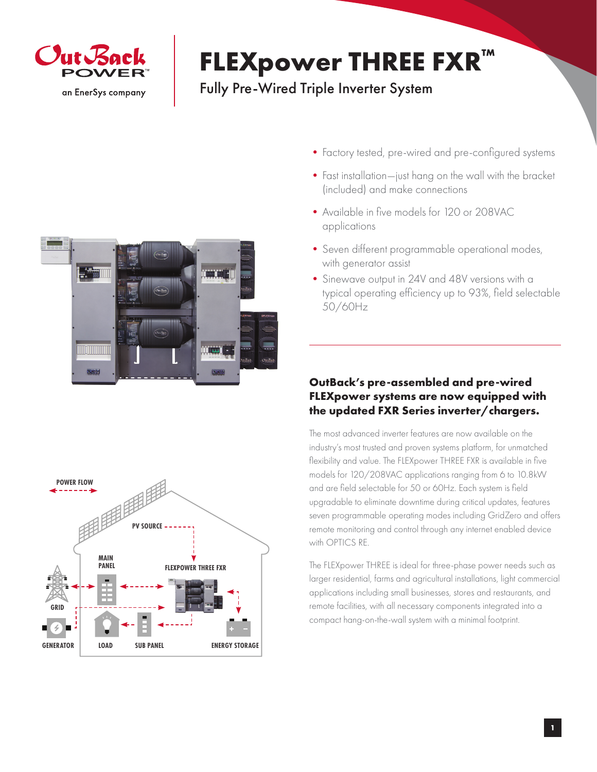# FLEXpower THREE FXR™

## Fully Pre-Wired Triple Inverter System

- Factory tested, pre-wired and pre-configured systems
- Fast installation—just hang on the wall with the bracket (included) and make connections
- Available in five models for 120 or 208VAC applications
- Seven different programmable operational modes, with generator assist
- Sinewave output in 24V and 48V versions with a typical operating efficiency up to 93%, field selectable 50/60Hz

### OutBack's pre-assembled and pre-wired FLEXpower systems are now equipped with the updated FXR Series inverter/chargers.

The most advanced inverter features are now available on the industry's most trusted and proven systems platform, for unmatched flexibility and value. The FLEXpower THREE FXR is available in five models for 120/208VAC applications ranging from 6 to 10.8kW and are field selectable for 50 or 60Hz. Each system is field upgradable to eliminate downtime during critical updates, features seven programmable operating modes including GridZero and offers remote monitoring and control through any internet enabled device with OPTICS RE.

The FLEXpower THREE is ideal for three-phase power needs such as larger residential, farms and agricultural installations, light commercial applications including small businesses, stores and restaurants, and remote facilities, with all necessary components integrated into a compact hang-on-the-wall system with a minimal footprint.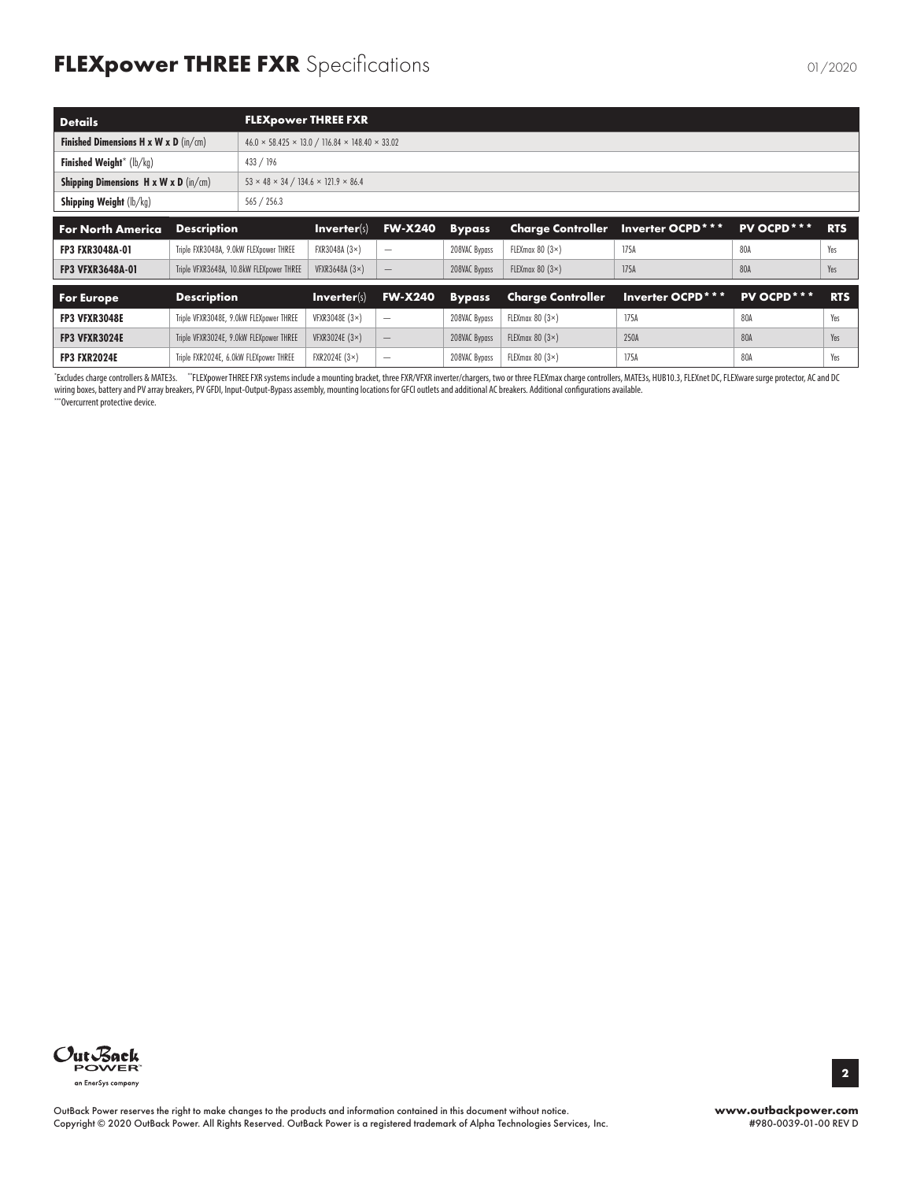# FLEXpower THREE FXR Specifications

01/2020

| Details | FLEXpower THREE FXR |
|---|---|
| **Finished Dimensions H x W x D** (in/cm) | 46.0 × 58.425 × 13.0 / 116.84 × 148.40 × 33.02 |
| **Finished Weight*** (lb/kg) | 433 / 196 |
| **Shipping Dimensions H x W x D** (in/cm) | 53 × 48 × 34 / 134.6 × 121.9 × 86.4 |
| **Shipping Weight** (lb/kg) | 565 / 256.3 |

| For North America | Description | Inverter(s) | FW-X240 | Bypass | Charge Controller | Inverter OCPD*** | PV OCPD*** | RTS |
|---|---|---|---|---|---|---|---|---|
| **FP3 FXR3048A-01** | Triple FXR3048A, 9.0kW FLEXpower THREE | FXR3048A (3×) | — | 208VAC Bypass | FLEXmax 80 (3×) | 175A | 80A | Yes |
| **FP3 VFXR3648A-01** | Triple VFXR3648A, 10.8kW FLEXpower THREE | VFXR3648A (3×) | — | 208VAC Bypass | FLEXmax 80 (3×) | 175A | 80A | Yes |

| For Europe | Description | Inverter(s) | FW-X240 | Bypass | Charge Controller | Inverter OCPD*** | PV OCPD*** | RTS |
|---|---|---|---|---|---|---|---|---|
| **FP3 VFXR3048E** | Triple VFXR3048E, 9.0kW FLEXpower THREE | VFXR3048E (3×) | — | 208VAC Bypass | FLEXmax 80 (3×) | 175A | 80A | Yes |
| **FP3 VFXR3024E** | Triple VFXR3024E, 9.0kW FLEXpower THREE | VFXR3024E (3×) | — | 208VAC Bypass | FLEXmax 80 (3×) | 250A | 80A | Yes |
| **FP3 FXR2024E** | Triple FXR2024E, 6.0kW FLEXpower THREE | FXR2024E (3×) | — | 208VAC Bypass | FLEXmax 80 (3×) | 175A | 80A | Yes |

*Excludes charge controllers & MATE3s. **FLEXpower THREE FXR systems include a mounting bracket, three FXR/VFXR inverter/chargers, two or three FLEXmax charge controllers, MATE3s, HUB10.3, FLEXnet DC, FLEXware surge protector, AC and DC wiring boxes, battery and PV array breakers, PV GFDI, Input-Output-Bypass assembly, mounting locations for GFCI outlets and additional AC breakers. Additional configurations available.

***Overcurrent protective device.

OutBack Power reserves the right to make changes to the products and information contained in this document without notice.
Copyright © 2020 OutBack Power. All Rights Reserved. OutBack Power is a registered trademark of Alpha Technologies Services, Inc.

**www.outbackpower.com**
#980-0039-01-00 REV D